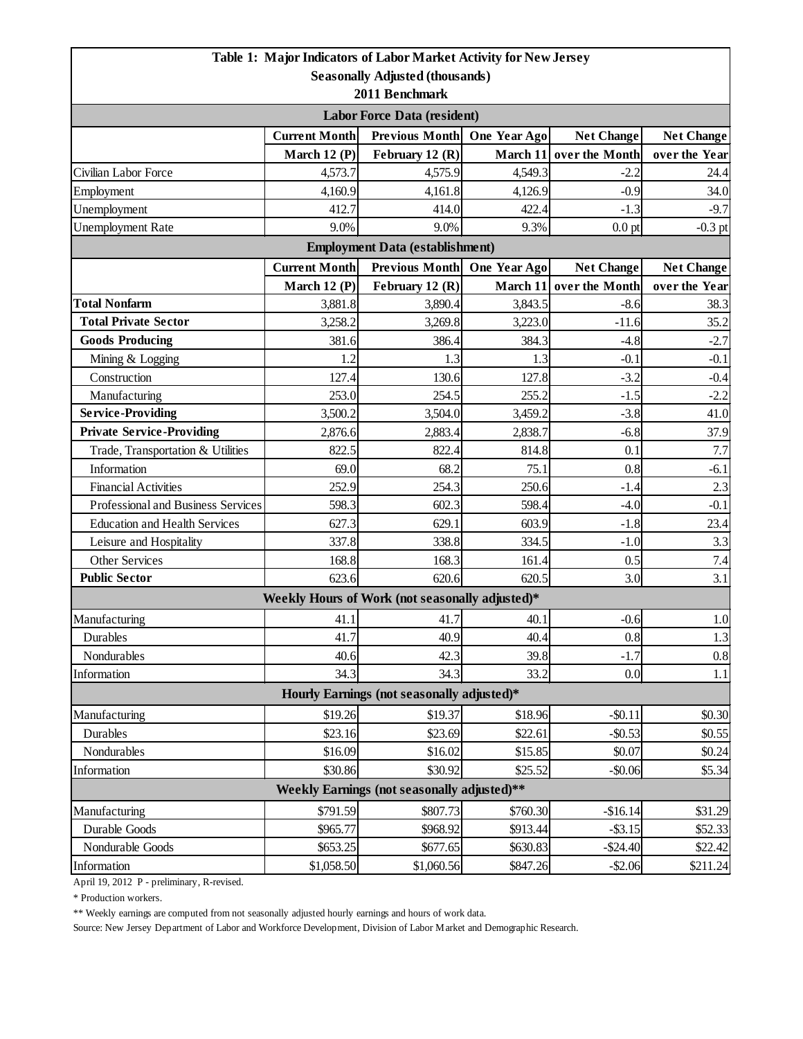# Table 1: Major Indicators of Labor Market Activity for New Jersey

**Seasonally Adjusted (thousands)**

**2011 Benchmark**

| Labor Force Data (resident) | | | | | |
|---|---|---|---|---|---|
| | **Current Month** | **Previous Month** | **One Year Ago** | **Net Change** | **Net Change** |
| | **March 12 (P)** | **February 12 (R)** | **March 11** | **over the Month** | **over the Year** |
| Civilian Labor Force | 4,573.7 | 4,575.9 | 4,549.3 | -2.2 | 24.4 |
| Employment | 4,160.9 | 4,161.8 | 4,126.9 | -0.9 | 34.0 |
| Unemployment | 412.7 | 414.0 | 422.4 | -1.3 | -9.7 |
| Unemployment Rate | 9.0% | 9.0% | 9.3% | 0.0 pt | -0.3 pt |
| **Employment Data (establishment)** | | | | | |
| | **Current Month** | **Previous Month** | **One Year Ago** | **Net Change** | **Net Change** |
| | **March 12 (P)** | **February 12 (R)** | **March 11** | **over the Month** | **over the Year** |
| **Total Nonfarm** | 3,881.8 | 3,890.4 | 3,843.5 | -8.6 | 38.3 |
| **Total Private Sector** | 3,258.2 | 3,269.8 | 3,223.0 | -11.6 | 35.2 |
| **Goods Producing** | 381.6 | 386.4 | 384.3 | -4.8 | -2.7 |
| Mining & Logging | 1.2 | 1.3 | 1.3 | -0.1 | -0.1 |
| Construction | 127.4 | 130.6 | 127.8 | -3.2 | -0.4 |
| Manufacturing | 253.0 | 254.5 | 255.2 | -1.5 | -2.2 |
| **Service-Providing** | 3,500.2 | 3,504.0 | 3,459.2 | -3.8 | 41.0 |
| **Private Service-Providing** | 2,876.6 | 2,883.4 | 2,838.7 | -6.8 | 37.9 |
| Trade, Transportation & Utilities | 822.5 | 822.4 | 814.8 | 0.1 | 7.7 |
| Information | 69.0 | 68.2 | 75.1 | 0.8 | -6.1 |
| Financial Activities | 252.9 | 254.3 | 250.6 | -1.4 | 2.3 |
| Professional and Business Services | 598.3 | 602.3 | 598.4 | -4.0 | -0.1 |
| Education and Health Services | 627.3 | 629.1 | 603.9 | -1.8 | 23.4 |
| Leisure and Hospitality | 337.8 | 338.8 | 334.5 | -1.0 | 3.3 |
| Other Services | 168.8 | 168.3 | 161.4 | 0.5 | 7.4 |
| **Public Sector** | 623.6 | 620.6 | 620.5 | 3.0 | 3.1 |
| **Weekly Hours of Work (not seasonally adjusted)*** | | | | | |
| Manufacturing | 41.1 | 41.7 | 40.1 | -0.6 | 1.0 |
| Durables | 41.7 | 40.9 | 40.4 | 0.8 | 1.3 |
| Nondurables | 40.6 | 42.3 | 39.8 | -1.7 | 0.8 |
| Information | 34.3 | 34.3 | 33.2 | 0.0 | 1.1 |
| **Hourly Earnings (not seasonally adjusted)*** | | | | | |
| Manufacturing | $19.26 | $19.37 | $18.96 | -$0.11 | $0.30 |
| Durables | $23.16 | $23.69 | $22.61 | -$0.53 | $0.55 |
| Nondurables | $16.09 | $16.02 | $15.85 | $0.07 | $0.24 |
| Information | $30.86 | $30.92 | $25.52 | -$0.06 | $5.34 |
| **Weekly Earnings (not seasonally adjusted)**** | | | | | |
| Manufacturing | $791.59 | $807.73 | $760.30 | -$16.14 | $31.29 |
| Durable Goods | $965.77 | $968.92 | $913.44 | -$3.15 | $52.33 |
| Nondurable Goods | $653.25 | $677.65 | $630.83 | -$24.40 | $22.42 |
| Information | $1,058.50 | $1,060.56 | $847.26 | -$2.06 | $211.24 |

April 19, 2012 P - preliminary, R-revised.

* Production workers.

** Weekly earnings are computed from not seasonally adjusted hourly earnings and hours of work data.

Source: New Jersey Department of Labor and Workforce Development, Division of Labor Market and Demographic Research.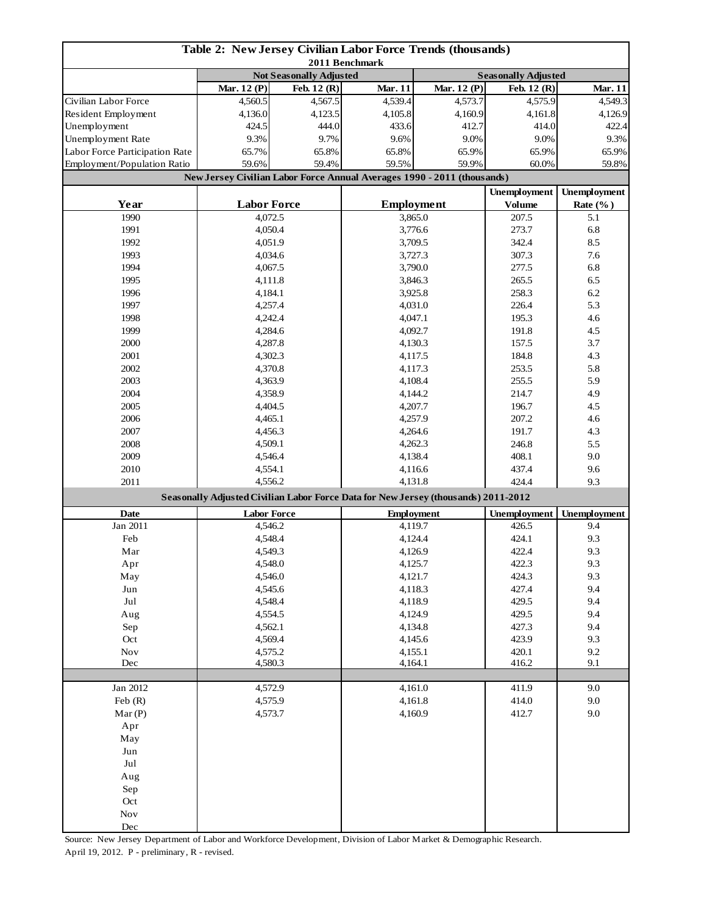# Table 2: New Jersey Civilian Labor Force Trends (thousands)

2011 Benchmark

| | Not Seasonally Adjusted | | | Seasonally Adjusted | | |
|---|---|---|---|---|---|---|
| | Mar. 12 (P) | Feb. 12 (R) | Mar. 11 | Mar. 12 (P) | Feb. 12 (R) | Mar. 11 |
| Civilian Labor Force | 4,560.5 | 4,567.5 | 4,539.4 | 4,573.7 | 4,575.9 | 4,549.3 |
| Resident Employment | 4,136.0 | 4,123.5 | 4,105.8 | 4,160.9 | 4,161.8 | 4,126.9 |
| Unemployment | 424.5 | 444.0 | 433.6 | 412.7 | 414.0 | 422.4 |
| Unemployment Rate | 9.3% | 9.7% | 9.6% | 9.0% | 9.0% | 9.3% |
| Labor Force Participation Rate | 65.7% | 65.8% | 65.8% | 65.9% | 65.9% | 65.9% |
| Employment/Population Ratio | 59.6% | 59.4% | 59.5% | 59.9% | 60.0% | 59.8% |

## New Jersey Civilian Labor Force Annual Averages 1990 - 2011 (thousands)

| Year | Labor Force | Employment | Unemployment Volume | Unemployment Rate (%) |
|---|---|---|---|---|
| 1990 | 4,072.5 | 3,865.0 | 207.5 | 5.1 |
| 1991 | 4,050.4 | 3,776.6 | 273.7 | 6.8 |
| 1992 | 4,051.9 | 3,709.5 | 342.4 | 8.5 |
| 1993 | 4,034.6 | 3,727.3 | 307.3 | 7.6 |
| 1994 | 4,067.5 | 3,790.0 | 277.5 | 6.8 |
| 1995 | 4,111.8 | 3,846.3 | 265.5 | 6.5 |
| 1996 | 4,184.1 | 3,925.8 | 258.3 | 6.2 |
| 1997 | 4,257.4 | 4,031.0 | 226.4 | 5.3 |
| 1998 | 4,242.4 | 4,047.1 | 195.3 | 4.6 |
| 1999 | 4,284.6 | 4,092.7 | 191.8 | 4.5 |
| 2000 | 4,287.8 | 4,130.3 | 157.5 | 3.7 |
| 2001 | 4,302.3 | 4,117.5 | 184.8 | 4.3 |
| 2002 | 4,370.8 | 4,117.3 | 253.5 | 5.8 |
| 2003 | 4,363.9 | 4,108.4 | 255.5 | 5.9 |
| 2004 | 4,358.9 | 4,144.2 | 214.7 | 4.9 |
| 2005 | 4,404.5 | 4,207.7 | 196.7 | 4.5 |
| 2006 | 4,465.1 | 4,257.9 | 207.2 | 4.6 |
| 2007 | 4,456.3 | 4,264.6 | 191.7 | 4.3 |
| 2008 | 4,509.1 | 4,262.3 | 246.8 | 5.5 |
| 2009 | 4,546.4 | 4,138.4 | 408.1 | 9.0 |
| 2010 | 4,554.1 | 4,116.6 | 437.4 | 9.6 |
| 2011 | 4,556.2 | 4,131.8 | 424.4 | 9.3 |

## Seasonally Adjusted Civilian Labor Force Data for New Jersey (thousands) 2011-2012

| Date | Labor Force | Employment | Unemployment | Unemployment |
|---|---|---|---|---|
| Jan 2011 | 4,546.2 | 4,119.7 | 426.5 | 9.4 |
| Feb | 4,548.4 | 4,124.4 | 424.1 | 9.3 |
| Mar | 4,549.3 | 4,126.9 | 422.4 | 9.3 |
| Apr | 4,548.0 | 4,125.7 | 422.3 | 9.3 |
| May | 4,546.0 | 4,121.7 | 424.3 | 9.3 |
| Jun | 4,545.6 | 4,118.3 | 427.4 | 9.4 |
| Jul | 4,548.4 | 4,118.9 | 429.5 | 9.4 |
| Aug | 4,554.5 | 4,124.9 | 429.5 | 9.4 |
| Sep | 4,562.1 | 4,134.8 | 427.3 | 9.4 |
| Oct | 4,569.4 | 4,145.6 | 423.9 | 9.3 |
| Nov | 4,575.2 | 4,155.1 | 420.1 | 9.2 |
| Dec | 4,580.3 | 4,164.1 | 416.2 | 9.1 |
| | | | | |
| Jan 2012 | 4,572.9 | 4,161.0 | 411.9 | 9.0 |
| Feb (R) | 4,575.9 | 4,161.8 | 414.0 | 9.0 |
| Mar (P) | 4,573.7 | 4,160.9 | 412.7 | 9.0 |
| Apr | | | | |
| May | | | | |
| Jun | | | | |
| Jul | | | | |
| Aug | | | | |
| Sep | | | | |
| Oct | | | | |
| Nov | | | | |
| Dec | | | | |

Source: New Jersey Department of Labor and Workforce Development, Division of Labor Market & Demographic Research.
April 19, 2012. P - preliminary, R - revised.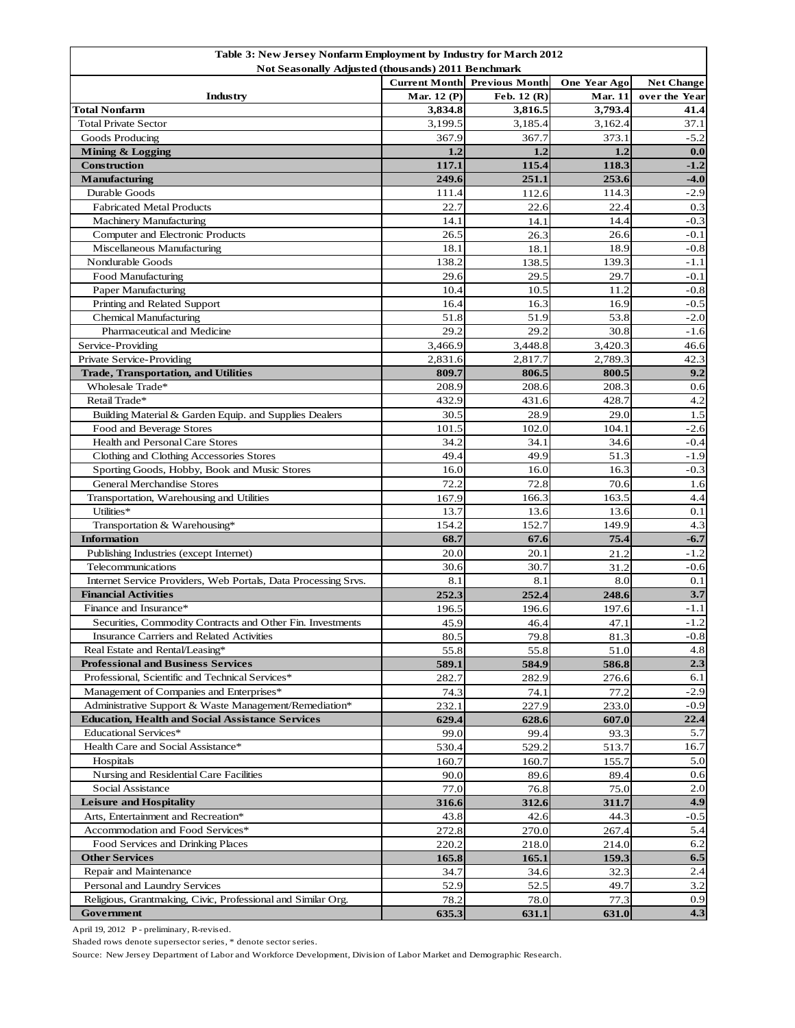**Table 3: New Jersey Nonfarm Employment by Industry for March 2012**
**Not Seasonally Adjusted (thousands) 2011 Benchmark**

| Industry | Current Month Mar. 12 (P) | Previous Month Feb. 12 (R) | One Year Ago Mar. 11 | Net Change over the Year |
|---|---|---|---|---|
| **Total Nonfarm** | **3,834.8** | **3,816.5** | **3,793.4** | **41.4** |
| Total Private Sector | 3,199.5 | 3,185.4 | 3,162.4 | 37.1 |
| Goods Producing | 367.9 | 367.7 | 373.1 | -5.2 |
| **Mining & Logging** | **1.2** | **1.2** | **1.2** | **0.0** |
| **Construction** | **117.1** | **115.4** | **118.3** | **-1.2** |
| **Manufacturing** | **249.6** | **251.1** | **253.6** | **-4.0** |
| Durable Goods | 111.4 | 112.6 | 114.3 | -2.9 |
| Fabricated Metal Products | 22.7 | 22.6 | 22.4 | 0.3 |
| Machinery Manufacturing | 14.1 | 14.1 | 14.4 | -0.3 |
| Computer and Electronic Products | 26.5 | 26.3 | 26.6 | -0.1 |
| Miscellaneous Manufacturing | 18.1 | 18.1 | 18.9 | -0.8 |
| Nondurable Goods | 138.2 | 138.5 | 139.3 | -1.1 |
| Food Manufacturing | 29.6 | 29.5 | 29.7 | -0.1 |
| Paper Manufacturing | 10.4 | 10.5 | 11.2 | -0.8 |
| Printing and Related Support | 16.4 | 16.3 | 16.9 | -0.5 |
| Chemical Manufacturing | 51.8 | 51.9 | 53.8 | -2.0 |
| Pharmaceutical and Medicine | 29.2 | 29.2 | 30.8 | -1.6 |
| Service-Providing | 3,466.9 | 3,448.8 | 3,420.3 | 46.6 |
| Private Service-Providing | 2,831.6 | 2,817.7 | 2,789.3 | 42.3 |
| **Trade, Transportation, and Utilities** | **809.7** | **806.5** | **800.5** | **9.2** |
| Wholesale Trade* | 208.9 | 208.6 | 208.3 | 0.6 |
| Retail Trade* | 432.9 | 431.6 | 428.7 | 4.2 |
| Building Material & Garden Equip. and Supplies Dealers | 30.5 | 28.9 | 29.0 | 1.5 |
| Food and Beverage Stores | 101.5 | 102.0 | 104.1 | -2.6 |
| Health and Personal Care Stores | 34.2 | 34.1 | 34.6 | -0.4 |
| Clothing and Clothing Accessories Stores | 49.4 | 49.9 | 51.3 | -1.9 |
| Sporting Goods, Hobby, Book and Music Stores | 16.0 | 16.0 | 16.3 | -0.3 |
| General Merchandise Stores | 72.2 | 72.8 | 70.6 | 1.6 |
| Transportation, Warehousing and Utilities | 167.9 | 166.3 | 163.5 | 4.4 |
| Utilities* | 13.7 | 13.6 | 13.6 | 0.1 |
| Transportation & Warehousing* | 154.2 | 152.7 | 149.9 | 4.3 |
| **Information** | **68.7** | **67.6** | **75.4** | **-6.7** |
| Publishing Industries (except Internet) | 20.0 | 20.1 | 21.2 | -1.2 |
| Telecommunications | 30.6 | 30.7 | 31.2 | -0.6 |
| Internet Service Providers, Web Portals, Data Processing Srvs. | 8.1 | 8.1 | 8.0 | 0.1 |
| **Financial Activities** | **252.3** | **252.4** | **248.6** | **3.7** |
| Finance and Insurance* | 196.5 | 196.6 | 197.6 | -1.1 |
| Securities, Commodity Contracts and Other Fin. Investments | 45.9 | 46.4 | 47.1 | -1.2 |
| Insurance Carriers and Related Activities | 80.5 | 79.8 | 81.3 | -0.8 |
| Real Estate and Rental/Leasing* | 55.8 | 55.8 | 51.0 | 4.8 |
| **Professional and Business Services** | **589.1** | **584.9** | **586.8** | **2.3** |
| Professional, Scientific and Technical Services* | 282.7 | 282.9 | 276.6 | 6.1 |
| Management of Companies and Enterprises* | 74.3 | 74.1 | 77.2 | -2.9 |
| Administrative Support & Waste Management/Remediation* | 232.1 | 227.9 | 233.0 | -0.9 |
| **Education, Health and Social Assistance Services** | **629.4** | **628.6** | **607.0** | **22.4** |
| Educational Services* | 99.0 | 99.4 | 93.3 | 5.7 |
| Health Care and Social Assistance* | 530.4 | 529.2 | 513.7 | 16.7 |
| Hospitals | 160.7 | 160.7 | 155.7 | 5.0 |
| Nursing and Residential Care Facilities | 90.0 | 89.6 | 89.4 | 0.6 |
| Social Assistance | 77.0 | 76.8 | 75.0 | 2.0 |
| **Leisure and Hospitality** | **316.6** | **312.6** | **311.7** | **4.9** |
| Arts, Entertainment and Recreation* | 43.8 | 42.6 | 44.3 | -0.5 |
| Accommodation and Food Services* | 272.8 | 270.0 | 267.4 | 5.4 |
| Food Services and Drinking Places | 220.2 | 218.0 | 214.0 | 6.2 |
| **Other Services** | **165.8** | **165.1** | **159.3** | **6.5** |
| Repair and Maintenance | 34.7 | 34.6 | 32.3 | 2.4 |
| Personal and Laundry Services | 52.9 | 52.5 | 49.7 | 3.2 |
| Religious, Grantmaking, Civic, Professional and Similar Org. | 78.2 | 78.0 | 77.3 | 0.9 |
| **Government** | **635.3** | **631.1** | **631.0** | **4.3** |

April 19, 2012 P - preliminary, R-revised.

Shaded rows denote supersector series, * denote sector series.

Source: New Jersey Department of Labor and Workforce Development, Division of Labor Market and Demographic Research.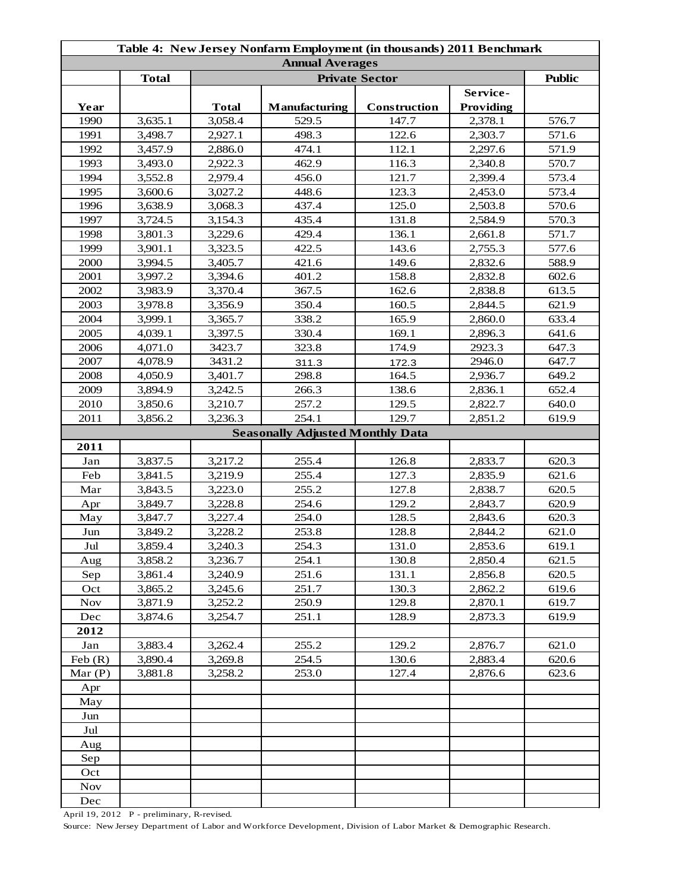| Table 4: New Jersey Nonfarm Employment (in thousands) 2011 Benchmark | | | | | | |
|---|---|---|---|---|---|---|
| **Annual Averages** | | | | | | |
| | **Total** | **Private Sector** | | | | **Public** |
| **Year** | | **Total** | **Manufacturing** | **Construction** | **Service-Providing** | |
| 1990 | 3,635.1 | 3,058.4 | 529.5 | 147.7 | 2,378.1 | 576.7 |
| 1991 | 3,498.7 | 2,927.1 | 498.3 | 122.6 | 2,303.7 | 571.6 |
| 1992 | 3,457.9 | 2,886.0 | 474.1 | 112.1 | 2,297.6 | 571.9 |
| 1993 | 3,493.0 | 2,922.3 | 462.9 | 116.3 | 2,340.8 | 570.7 |
| 1994 | 3,552.8 | 2,979.4 | 456.0 | 121.7 | 2,399.4 | 573.4 |
| 1995 | 3,600.6 | 3,027.2 | 448.6 | 123.3 | 2,453.0 | 573.4 |
| 1996 | 3,638.9 | 3,068.3 | 437.4 | 125.0 | 2,503.8 | 570.6 |
| 1997 | 3,724.5 | 3,154.3 | 435.4 | 131.8 | 2,584.9 | 570.3 |
| 1998 | 3,801.3 | 3,229.6 | 429.4 | 136.1 | 2,661.8 | 571.7 |
| 1999 | 3,901.1 | 3,323.5 | 422.5 | 143.6 | 2,755.3 | 577.6 |
| 2000 | 3,994.5 | 3,405.7 | 421.6 | 149.6 | 2,832.6 | 588.9 |
| 2001 | 3,997.2 | 3,394.6 | 401.2 | 158.8 | 2,832.8 | 602.6 |
| 2002 | 3,983.9 | 3,370.4 | 367.5 | 162.6 | 2,838.8 | 613.5 |
| 2003 | 3,978.8 | 3,356.9 | 350.4 | 160.5 | 2,844.5 | 621.9 |
| 2004 | 3,999.1 | 3,365.7 | 338.2 | 165.9 | 2,860.0 | 633.4 |
| 2005 | 4,039.1 | 3,397.5 | 330.4 | 169.1 | 2,896.3 | 641.6 |
| 2006 | 4,071.0 | 3423.7 | 323.8 | 174.9 | 2923.3 | 647.3 |
| 2007 | 4,078.9 | 3431.2 | 311.3 | 172.3 | 2946.0 | 647.7 |
| 2008 | 4,050.9 | 3,401.7 | 298.8 | 164.5 | 2,936.7 | 649.2 |
| 2009 | 3,894.9 | 3,242.5 | 266.3 | 138.6 | 2,836.1 | 652.4 |
| 2010 | 3,850.6 | 3,210.7 | 257.2 | 129.5 | 2,822.7 | 640.0 |
| 2011 | 3,856.2 | 3,236.3 | 254.1 | 129.7 | 2,851.2 | 619.9 |
| **Seasonally Adjusted Monthly Data** | | | | | | |
| **2011** | | | | | | |
| Jan | 3,837.5 | 3,217.2 | 255.4 | 126.8 | 2,833.7 | 620.3 |
| Feb | 3,841.5 | 3,219.9 | 255.4 | 127.3 | 2,835.9 | 621.6 |
| Mar | 3,843.5 | 3,223.0 | 255.2 | 127.8 | 2,838.7 | 620.5 |
| Apr | 3,849.7 | 3,228.8 | 254.6 | 129.2 | 2,843.7 | 620.9 |
| May | 3,847.7 | 3,227.4 | 254.0 | 128.5 | 2,843.6 | 620.3 |
| Jun | 3,849.2 | 3,228.2 | 253.8 | 128.8 | 2,844.2 | 621.0 |
| Jul | 3,859.4 | 3,240.3 | 254.3 | 131.0 | 2,853.6 | 619.1 |
| Aug | 3,858.2 | 3,236.7 | 254.1 | 130.8 | 2,850.4 | 621.5 |
| Sep | 3,861.4 | 3,240.9 | 251.6 | 131.1 | 2,856.8 | 620.5 |
| Oct | 3,865.2 | 3,245.6 | 251.7 | 130.3 | 2,862.2 | 619.6 |
| Nov | 3,871.9 | 3,252.2 | 250.9 | 129.8 | 2,870.1 | 619.7 |
| Dec | 3,874.6 | 3,254.7 | 251.1 | 128.9 | 2,873.3 | 619.9 |
| **2012** | | | | | | |
| Jan | 3,883.4 | 3,262.4 | 255.2 | 129.2 | 2,876.7 | 621.0 |
| Feb (R) | 3,890.4 | 3,269.8 | 254.5 | 130.6 | 2,883.4 | 620.6 |
| Mar (P) | 3,881.8 | 3,258.2 | 253.0 | 127.4 | 2,876.6 | 623.6 |
| Apr | | | | | | |
| May | | | | | | |
| Jun | | | | | | |
| Jul | | | | | | |
| Aug | | | | | | |
| Sep | | | | | | |
| Oct | | | | | | |
| Nov | | | | | | |
| Dec | | | | | | |

April 19, 2012 P - preliminary, R-revised.

Source: New Jersey Department of Labor and Workforce Development, Division of Labor Market & Demographic Research.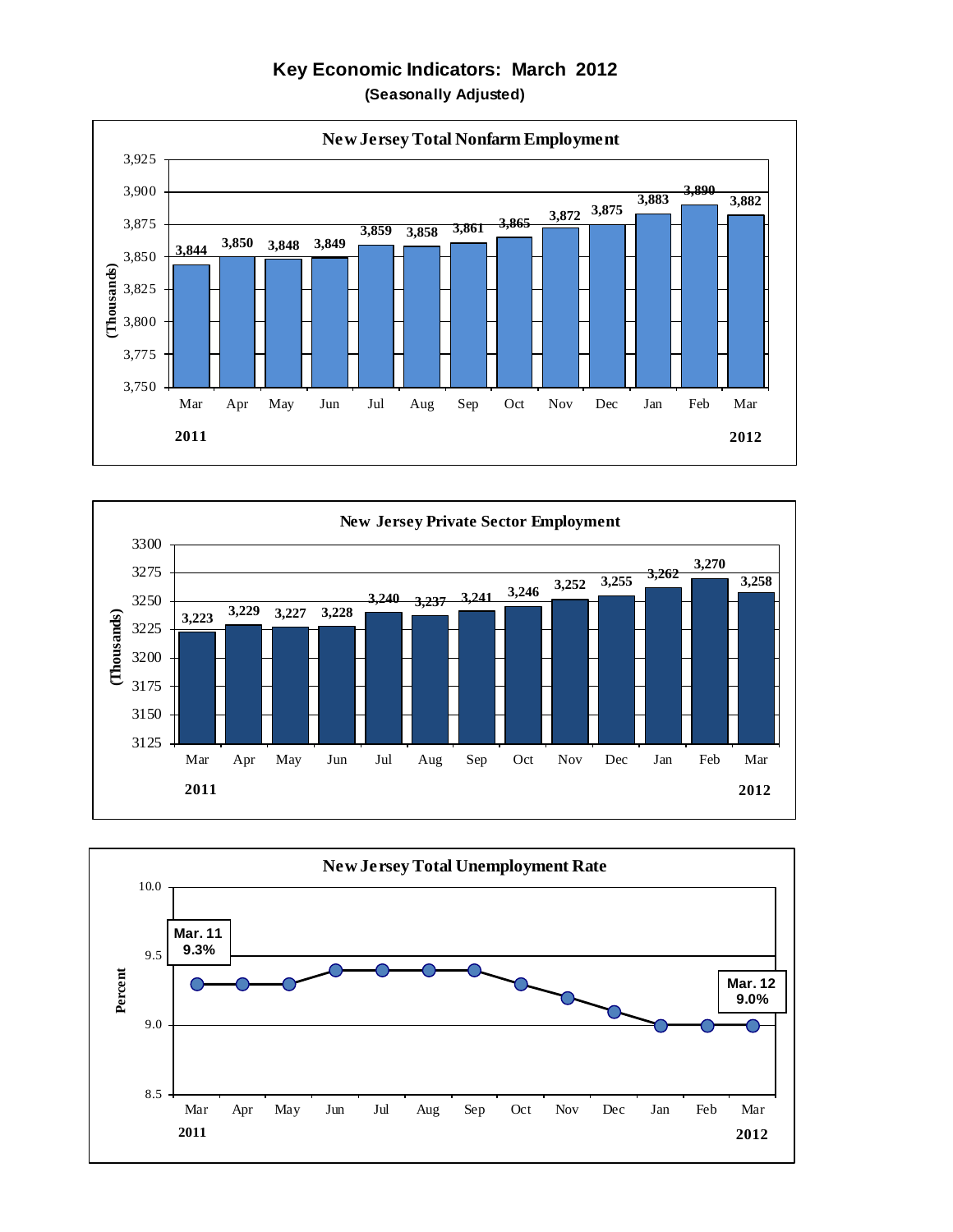# Key Economic Indicators: March 2012

**(Seasonally Adjusted)**

**New Jersey Total Nonfarm Employment**

(Thousands)

3,925
3,900
3,875
3,850
3,825
3,800
3,775
3,750

3,844 3,850 3,848 3,849 3,859 3,858 3,861 3,865 3,872 3,875 3,883 3,890 3,882

Mar Apr May Jun Jul Aug Sep Oct Nov Dec Jan Feb Mar

2011 2012

**New Jersey Private Sector Employment**

(Thousands)

3300
3275
3250
3225
3200
3175
3150
3125

3,223 3,229 3,227 3,228 3,240 3,237 3,241 3,246 3,252 3,255 3,262 3,270 3,258

Mar Apr May Jun Jul Aug Sep Oct Nov Dec Jan Feb Mar

2011 2012

**New Jersey Total Unemployment Rate**

Percent

10.0
9.5
9.0
8.5

Mar. 11
9.3%

Mar. 12
9.0%

Mar Apr May Jun Jul Aug Sep Oct Nov Dec Jan Feb Mar

2011 2012